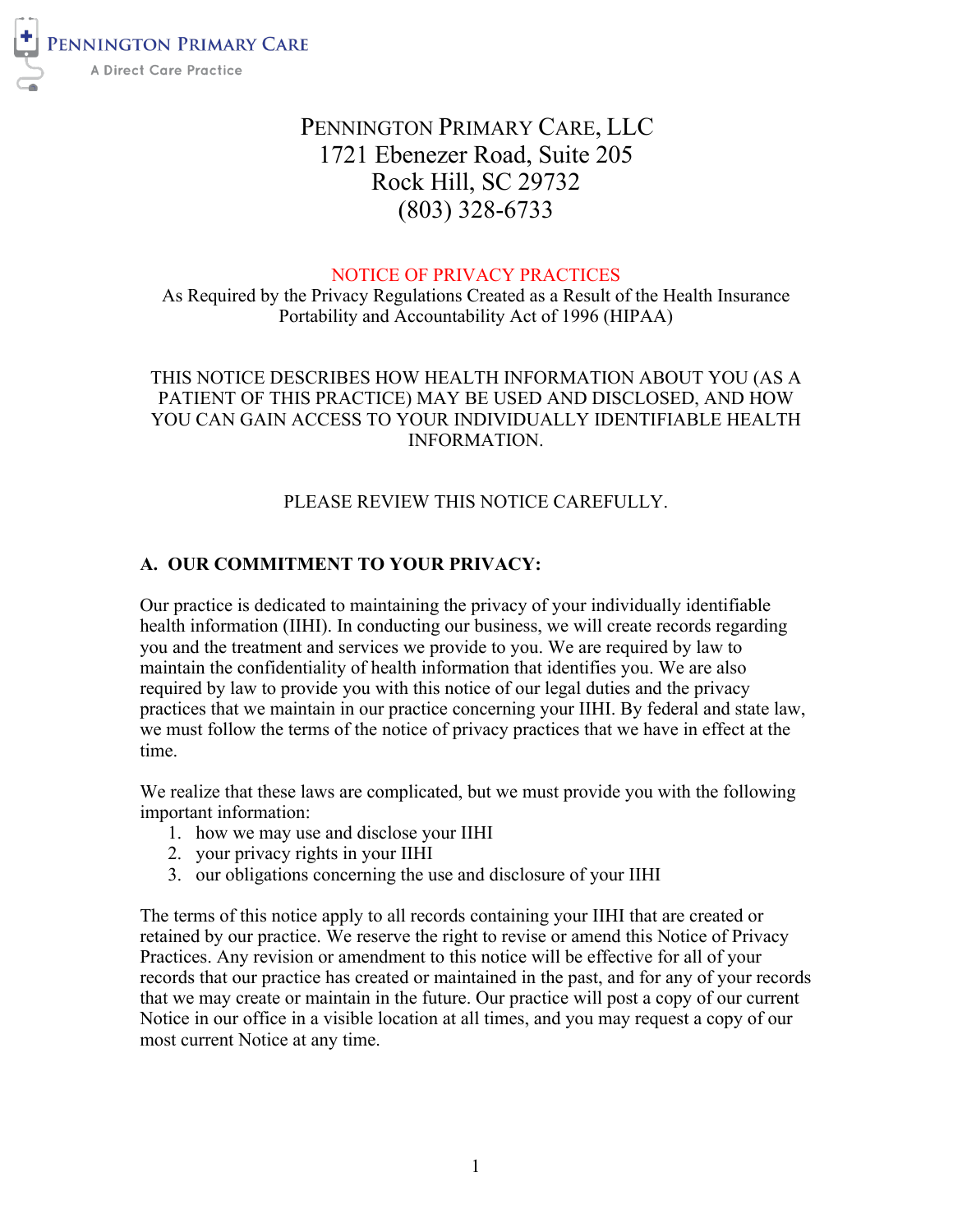PENNINGTON PRIMARY CARE
A Direct Care Practice

PENNINGTON PRIMARY CARE, LLC
1721 Ebenezer Road, Suite 205
Rock Hill, SC 29732
(803) 328-6733

# NOTICE OF PRIVACY PRACTICES

As Required by the Privacy Regulations Created as a Result of the Health Insurance Portability and Accountability Act of 1996 (HIPAA)

THIS NOTICE DESCRIBES HOW HEALTH INFORMATION ABOUT YOU (AS A PATIENT OF THIS PRACTICE) MAY BE USED AND DISCLOSED, AND HOW YOU CAN GAIN ACCESS TO YOUR INDIVIDUALLY IDENTIFIABLE HEALTH INFORMATION.

PLEASE REVIEW THIS NOTICE CAREFULLY.

## A. OUR COMMITMENT TO YOUR PRIVACY:

Our practice is dedicated to maintaining the privacy of your individually identifiable health information (IIHI). In conducting our business, we will create records regarding you and the treatment and services we provide to you. We are required by law to maintain the confidentiality of health information that identifies you. We are also required by law to provide you with this notice of our legal duties and the privacy practices that we maintain in our practice concerning your IIHI. By federal and state law, we must follow the terms of the notice of privacy practices that we have in effect at the time.

We realize that these laws are complicated, but we must provide you with the following important information:

1. how we may use and disclose your IIHI
2. your privacy rights in your IIHI
3. our obligations concerning the use and disclosure of your IIHI

The terms of this notice apply to all records containing your IIHI that are created or retained by our practice. We reserve the right to revise or amend this Notice of Privacy Practices. Any revision or amendment to this notice will be effective for all of your records that our practice has created or maintained in the past, and for any of your records that we may create or maintain in the future. Our practice will post a copy of our current Notice in our office in a visible location at all times, and you may request a copy of our most current Notice at any time.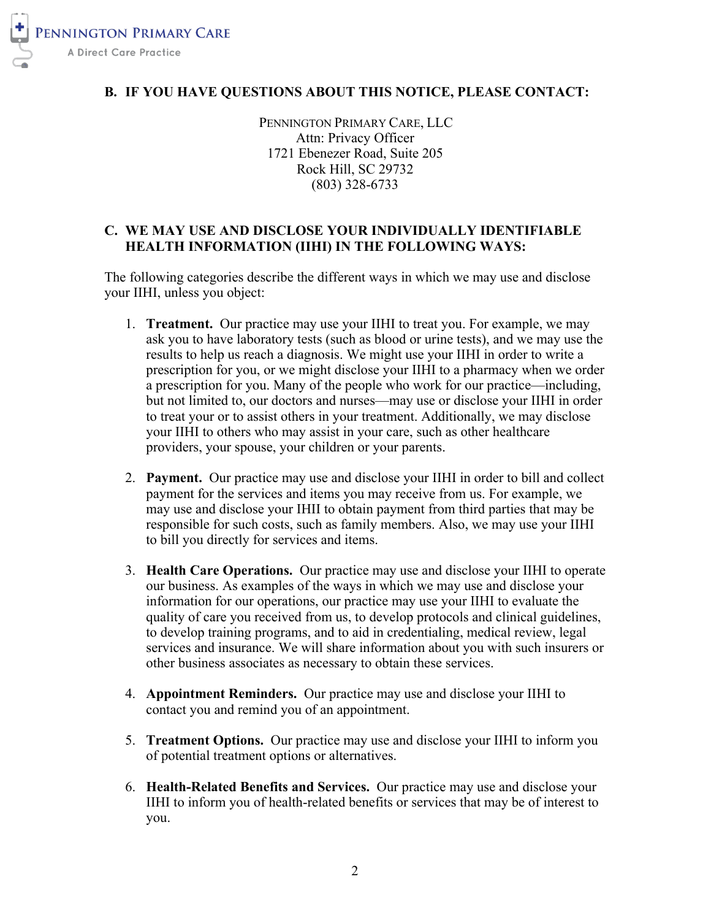## B. IF YOU HAVE QUESTIONS ABOUT THIS NOTICE, PLEASE CONTACT:

PENNINGTON PRIMARY CARE, LLC
Attn: Privacy Officer
1721 Ebenezer Road, Suite 205
Rock Hill, SC 29732
(803) 328-6733

## C. WE MAY USE AND DISCLOSE YOUR INDIVIDUALLY IDENTIFIABLE HEALTH INFORMATION (IIHI) IN THE FOLLOWING WAYS:

The following categories describe the different ways in which we may use and disclose your IIHI, unless you object:

1. **Treatment.** Our practice may use your IIHI to treat you. For example, we may ask you to have laboratory tests (such as blood or urine tests), and we may use the results to help us reach a diagnosis. We might use your IIHI in order to write a prescription for you, or we might disclose your IIHI to a pharmacy when we order a prescription for you. Many of the people who work for our practice—including, but not limited to, our doctors and nurses—may use or disclose your IIHI in order to treat your or to assist others in your treatment. Additionally, we may disclose your IIHI to others who may assist in your care, such as other healthcare providers, your spouse, your children or your parents.

2. **Payment.** Our practice may use and disclose your IIHI in order to bill and collect payment for the services and items you may receive from us. For example, we may use and disclose your IHII to obtain payment from third parties that may be responsible for such costs, such as family members. Also, we may use your IIHI to bill you directly for services and items.

3. **Health Care Operations.** Our practice may use and disclose your IIHI to operate our business. As examples of the ways in which we may use and disclose your information for our operations, our practice may use your IIHI to evaluate the quality of care you received from us, to develop protocols and clinical guidelines, to develop training programs, and to aid in credentialing, medical review, legal services and insurance. We will share information about you with such insurers or other business associates as necessary to obtain these services.

4. **Appointment Reminders.** Our practice may use and disclose your IIHI to contact you and remind you of an appointment.

5. **Treatment Options.** Our practice may use and disclose your IIHI to inform you of potential treatment options or alternatives.

6. **Health-Related Benefits and Services.** Our practice may use and disclose your IIHI to inform you of health-related benefits or services that may be of interest to you.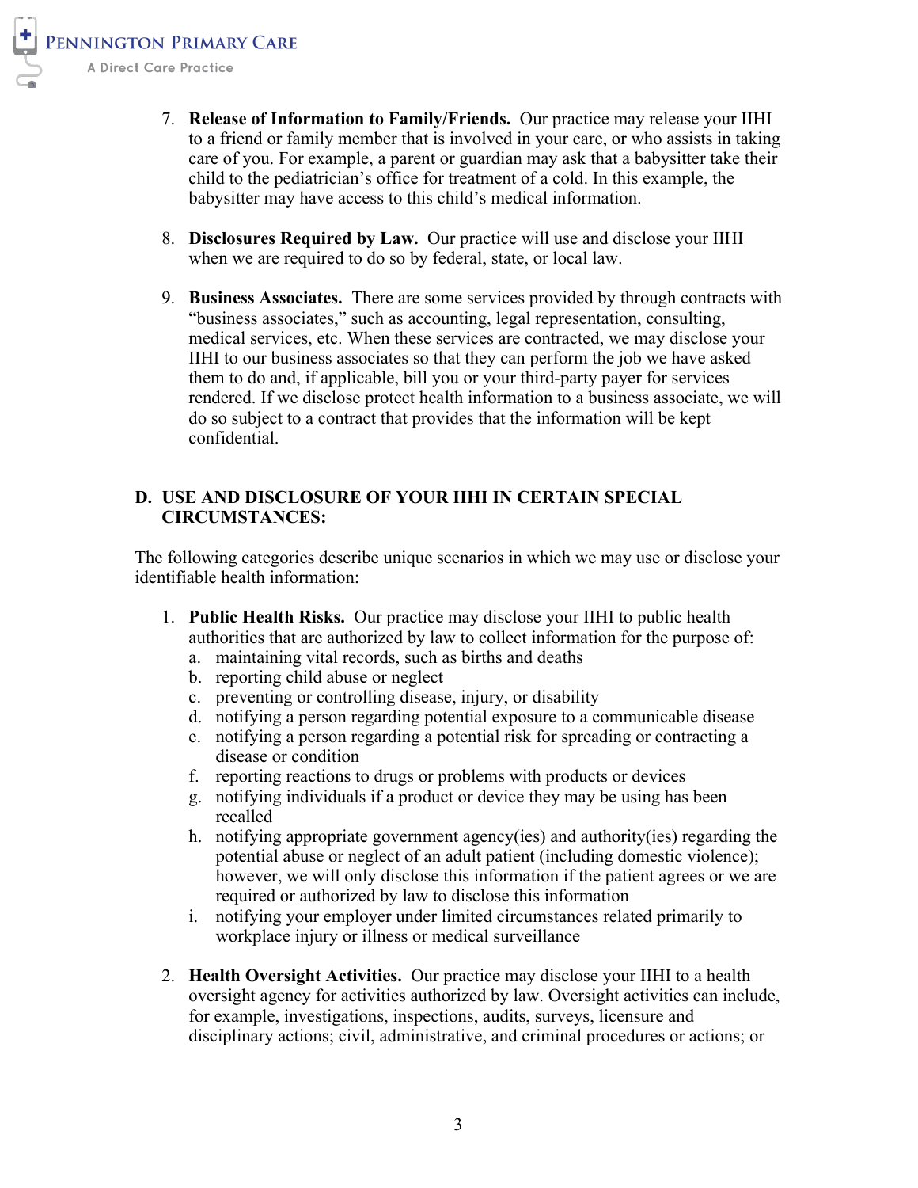7. **Release of Information to Family/Friends.** Our practice may release your IIHI to a friend or family member that is involved in your care, or who assists in taking care of you. For example, a parent or guardian may ask that a babysitter take their child to the pediatrician's office for treatment of a cold. In this example, the babysitter may have access to this child's medical information.

8. **Disclosures Required by Law.** Our practice will use and disclose your IIHI when we are required to do so by federal, state, or local law.

9. **Business Associates.** There are some services provided by through contracts with "business associates," such as accounting, legal representation, consulting, medical services, etc. When these services are contracted, we may disclose your IIHI to our business associates so that they can perform the job we have asked them to do and, if applicable, bill you or your third-party payer for services rendered. If we disclose protect health information to a business associate, we will do so subject to a contract that provides that the information will be kept confidential.

## D. USE AND DISCLOSURE OF YOUR IIHI IN CERTAIN SPECIAL CIRCUMSTANCES:

The following categories describe unique scenarios in which we may use or disclose your identifiable health information:

1. **Public Health Risks.** Our practice may disclose your IIHI to public health authorities that are authorized by law to collect information for the purpose of:
   a. maintaining vital records, such as births and deaths
   b. reporting child abuse or neglect
   c. preventing or controlling disease, injury, or disability
   d. notifying a person regarding potential exposure to a communicable disease
   e. notifying a person regarding a potential risk for spreading or contracting a disease or condition
   f. reporting reactions to drugs or problems with products or devices
   g. notifying individuals if a product or device they may be using has been recalled
   h. notifying appropriate government agency(ies) and authority(ies) regarding the potential abuse or neglect of an adult patient (including domestic violence); however, we will only disclose this information if the patient agrees or we are required or authorized by law to disclose this information
   i. notifying your employer under limited circumstances related primarily to workplace injury or illness or medical surveillance

2. **Health Oversight Activities.** Our practice may disclose your IIHI to a health oversight agency for activities authorized by law. Oversight activities can include, for example, investigations, inspections, audits, surveys, licensure and disciplinary actions; civil, administrative, and criminal procedures or actions; or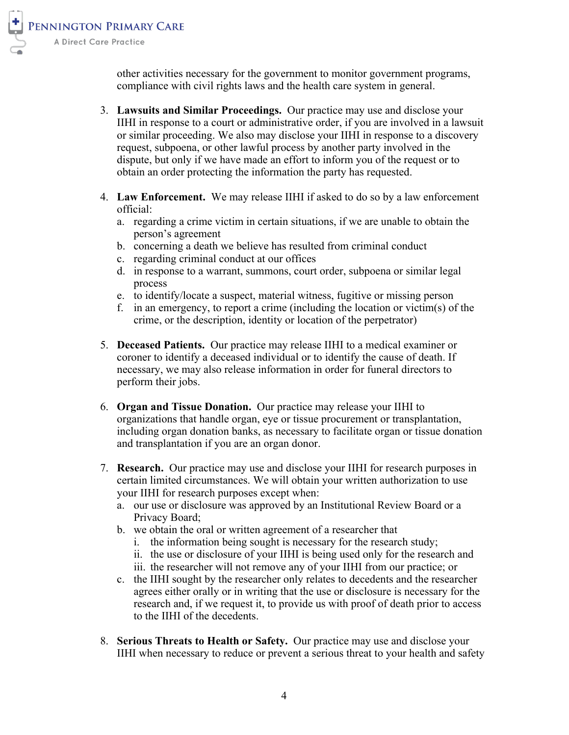other activities necessary for the government to monitor government programs, compliance with civil rights laws and the health care system in general.

3. **Lawsuits and Similar Proceedings.** Our practice may use and disclose your IIHI in response to a court or administrative order, if you are involved in a lawsuit or similar proceeding. We also may disclose your IIHI in response to a discovery request, subpoena, or other lawful process by another party involved in the dispute, but only if we have made an effort to inform you of the request or to obtain an order protecting the information the party has requested.

4. **Law Enforcement.** We may release IIHI if asked to do so by a law enforcement official:
   a. regarding a crime victim in certain situations, if we are unable to obtain the person's agreement
   b. concerning a death we believe has resulted from criminal conduct
   c. regarding criminal conduct at our offices
   d. in response to a warrant, summons, court order, subpoena or similar legal process
   e. to identify/locate a suspect, material witness, fugitive or missing person
   f. in an emergency, to report a crime (including the location or victim(s) of the crime, or the description, identity or location of the perpetrator)

5. **Deceased Patients.** Our practice may release IIHI to a medical examiner or coroner to identify a deceased individual or to identify the cause of death. If necessary, we may also release information in order for funeral directors to perform their jobs.

6. **Organ and Tissue Donation.** Our practice may release your IIHI to organizations that handle organ, eye or tissue procurement or transplantation, including organ donation banks, as necessary to facilitate organ or tissue donation and transplantation if you are an organ donor.

7. **Research.** Our practice may use and disclose your IIHI for research purposes in certain limited circumstances. We will obtain your written authorization to use your IIHI for research purposes except when:
   a. our use or disclosure was approved by an Institutional Review Board or a Privacy Board;
   b. we obtain the oral or written agreement of a researcher that
      i. the information being sought is necessary for the research study;
      ii. the use or disclosure of your IIHI is being used only for the research and
      iii. the researcher will not remove any of your IIHI from our practice; or
   c. the IIHI sought by the researcher only relates to decedents and the researcher agrees either orally or in writing that the use or disclosure is necessary for the research and, if we request it, to provide us with proof of death prior to access to the IIHI of the decedents.

8. **Serious Threats to Health or Safety.** Our practice may use and disclose your IIHI when necessary to reduce or prevent a serious threat to your health and safety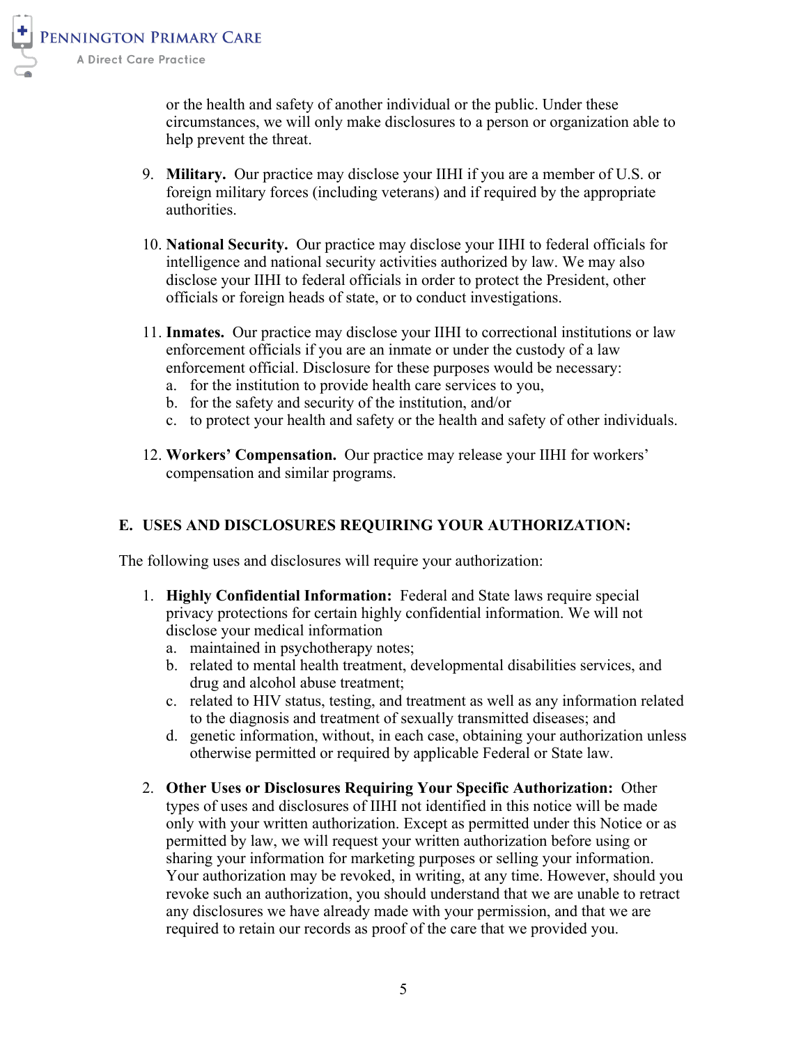or the health and safety of another individual or the public. Under these circumstances, we will only make disclosures to a person or organization able to help prevent the threat.

9. **Military.** Our practice may disclose your IIHI if you are a member of U.S. or foreign military forces (including veterans) and if required by the appropriate authorities.

10. **National Security.** Our practice may disclose your IIHI to federal officials for intelligence and national security activities authorized by law. We may also disclose your IIHI to federal officials in order to protect the President, other officials or foreign heads of state, or to conduct investigations.

11. **Inmates.** Our practice may disclose your IIHI to correctional institutions or law enforcement officials if you are an inmate or under the custody of a law enforcement official. Disclosure for these purposes would be necessary:
    a. for the institution to provide health care services to you,
    b. for the safety and security of the institution, and/or
    c. to protect your health and safety or the health and safety of other individuals.

12. **Workers' Compensation.** Our practice may release your IIHI for workers' compensation and similar programs.

## E. USES AND DISCLOSURES REQUIRING YOUR AUTHORIZATION:

The following uses and disclosures will require your authorization:

1. **Highly Confidential Information:** Federal and State laws require special privacy protections for certain highly confidential information. We will not disclose your medical information
    a. maintained in psychotherapy notes;
    b. related to mental health treatment, developmental disabilities services, and drug and alcohol abuse treatment;
    c. related to HIV status, testing, and treatment as well as any information related to the diagnosis and treatment of sexually transmitted diseases; and
    d. genetic information, without, in each case, obtaining your authorization unless otherwise permitted or required by applicable Federal or State law.

2. **Other Uses or Disclosures Requiring Your Specific Authorization:** Other types of uses and disclosures of IIHI not identified in this notice will be made only with your written authorization. Except as permitted under this Notice or as permitted by law, we will request your written authorization before using or sharing your information for marketing purposes or selling your information. Your authorization may be revoked, in writing, at any time. However, should you revoke such an authorization, you should understand that we are unable to retract any disclosures we have already made with your permission, and that we are required to retain our records as proof of the care that we provided you.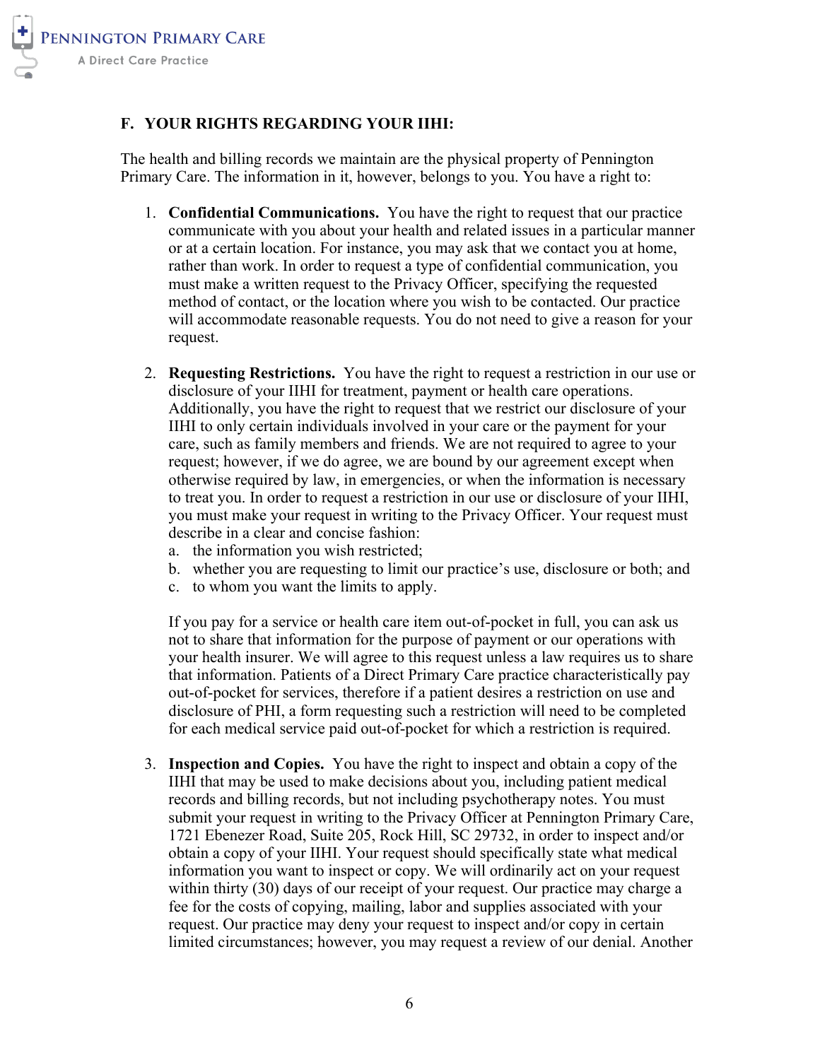## F. YOUR RIGHTS REGARDING YOUR IIHI:

The health and billing records we maintain are the physical property of Pennington Primary Care. The information in it, however, belongs to you. You have a right to:

1. **Confidential Communications.** You have the right to request that our practice communicate with you about your health and related issues in a particular manner or at a certain location. For instance, you may ask that we contact you at home, rather than work. In order to request a type of confidential communication, you must make a written request to the Privacy Officer, specifying the requested method of contact, or the location where you wish to be contacted. Our practice will accommodate reasonable requests. You do not need to give a reason for your request.

2. **Requesting Restrictions.** You have the right to request a restriction in our use or disclosure of your IIHI for treatment, payment or health care operations. Additionally, you have the right to request that we restrict our disclosure of your IIHI to only certain individuals involved in your care or the payment for your care, such as family members and friends. We are not required to agree to your request; however, if we do agree, we are bound by our agreement except when otherwise required by law, in emergencies, or when the information is necessary to treat you. In order to request a restriction in our use or disclosure of your IIHI, you must make your request in writing to the Privacy Officer. Your request must describe in a clear and concise fashion:
   a. the information you wish restricted;
   b. whether you are requesting to limit our practice's use, disclosure or both; and
   c. to whom you want the limits to apply.

   If you pay for a service or health care item out-of-pocket in full, you can ask us not to share that information for the purpose of payment or our operations with your health insurer. We will agree to this request unless a law requires us to share that information. Patients of a Direct Primary Care practice characteristically pay out-of-pocket for services, therefore if a patient desires a restriction on use and disclosure of PHI, a form requesting such a restriction will need to be completed for each medical service paid out-of-pocket for which a restriction is required.

3. **Inspection and Copies.** You have the right to inspect and obtain a copy of the IIHI that may be used to make decisions about you, including patient medical records and billing records, but not including psychotherapy notes. You must submit your request in writing to the Privacy Officer at Pennington Primary Care, 1721 Ebenezer Road, Suite 205, Rock Hill, SC 29732, in order to inspect and/or obtain a copy of your IIHI. Your request should specifically state what medical information you want to inspect or copy. We will ordinarily act on your request within thirty (30) days of our receipt of your request. Our practice may charge a fee for the costs of copying, mailing, labor and supplies associated with your request. Our practice may deny your request to inspect and/or copy in certain limited circumstances; however, you may request a review of our denial. Another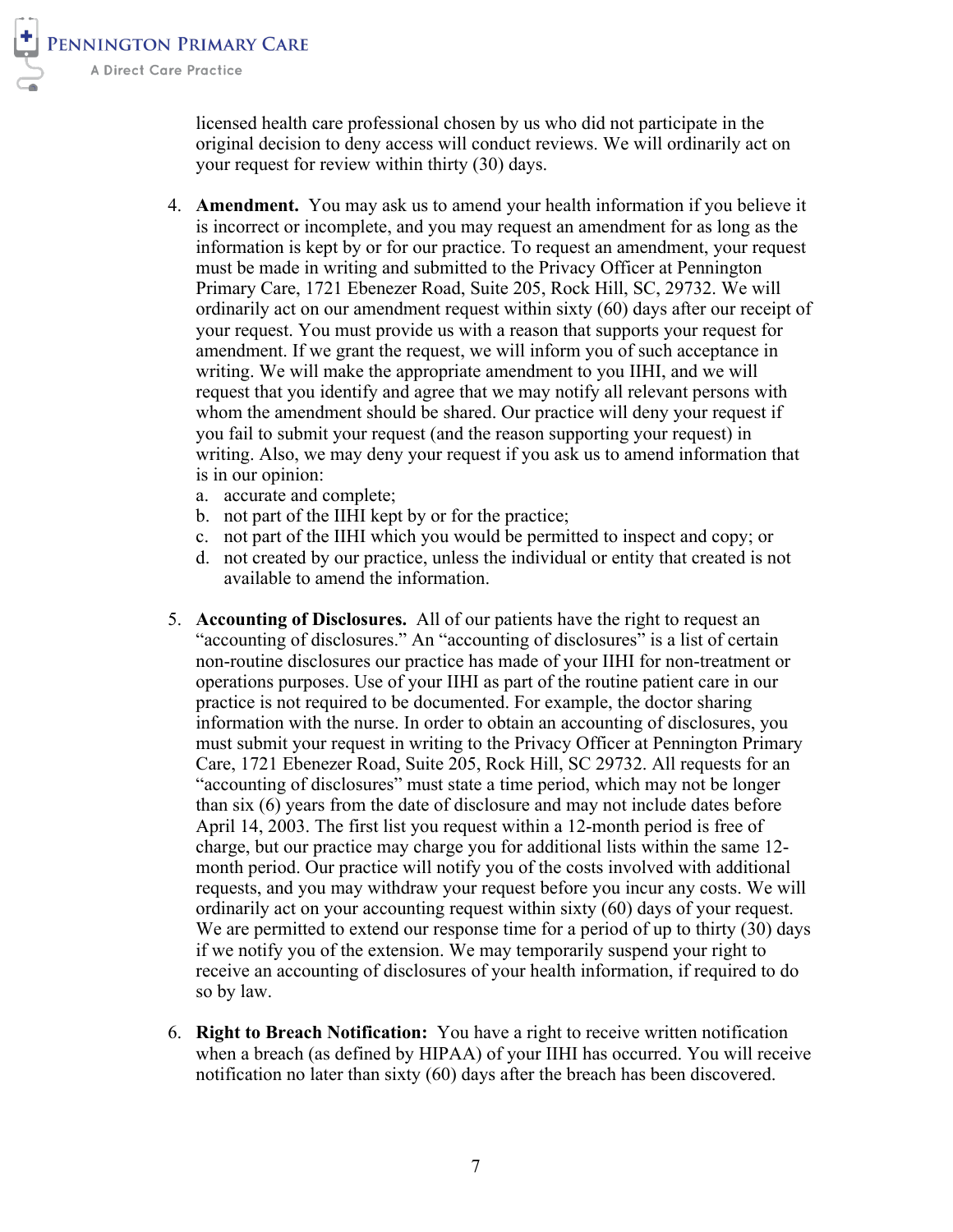licensed health care professional chosen by us who did not participate in the original decision to deny access will conduct reviews. We will ordinarily act on your request for review within thirty (30) days.

4. **Amendment.** You may ask us to amend your health information if you believe it is incorrect or incomplete, and you may request an amendment for as long as the information is kept by or for our practice. To request an amendment, your request must be made in writing and submitted to the Privacy Officer at Pennington Primary Care, 1721 Ebenezer Road, Suite 205, Rock Hill, SC, 29732. We will ordinarily act on our amendment request within sixty (60) days after our receipt of your request. You must provide us with a reason that supports your request for amendment. If we grant the request, we will inform you of such acceptance in writing. We will make the appropriate amendment to you IIHI, and we will request that you identify and agree that we may notify all relevant persons with whom the amendment should be shared. Our practice will deny your request if you fail to submit your request (and the reason supporting your request) in writing. Also, we may deny your request if you ask us to amend information that is in our opinion:
   a. accurate and complete;
   b. not part of the IIHI kept by or for the practice;
   c. not part of the IIHI which you would be permitted to inspect and copy; or
   d. not created by our practice, unless the individual or entity that created is not available to amend the information.

5. **Accounting of Disclosures.** All of our patients have the right to request an "accounting of disclosures." An "accounting of disclosures" is a list of certain non-routine disclosures our practice has made of your IIHI for non-treatment or operations purposes. Use of your IIHI as part of the routine patient care in our practice is not required to be documented. For example, the doctor sharing information with the nurse. In order to obtain an accounting of disclosures, you must submit your request in writing to the Privacy Officer at Pennington Primary Care, 1721 Ebenezer Road, Suite 205, Rock Hill, SC 29732. All requests for an "accounting of disclosures" must state a time period, which may not be longer than six (6) years from the date of disclosure and may not include dates before April 14, 2003. The first list you request within a 12-month period is free of charge, but our practice may charge you for additional lists within the same 12-month period. Our practice will notify you of the costs involved with additional requests, and you may withdraw your request before you incur any costs. We will ordinarily act on your accounting request within sixty (60) days of your request. We are permitted to extend our response time for a period of up to thirty (30) days if we notify you of the extension. We may temporarily suspend your right to receive an accounting of disclosures of your health information, if required to do so by law.

6. **Right to Breach Notification:** You have a right to receive written notification when a breach (as defined by HIPAA) of your IIHI has occurred. You will receive notification no later than sixty (60) days after the breach has been discovered.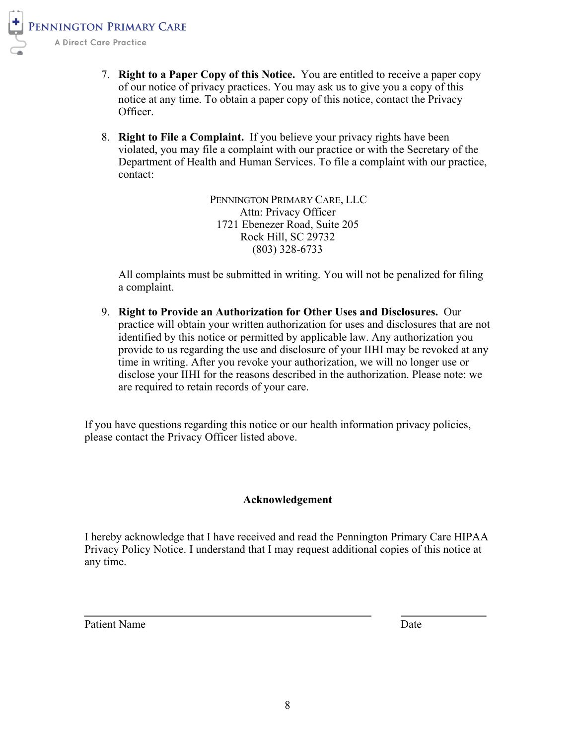7. **Right to a Paper Copy of this Notice.** You are entitled to receive a paper copy of our notice of privacy practices. You may ask us to give you a copy of this notice at any time. To obtain a paper copy of this notice, contact the Privacy Officer.

8. **Right to File a Complaint.** If you believe your privacy rights have been violated, you may file a complaint with our practice or with the Secretary of the Department of Health and Human Services. To file a complaint with our practice, contact:

   PENNINGTON PRIMARY CARE, LLC
   Attn: Privacy Officer
   1721 Ebenezer Road, Suite 205
   Rock Hill, SC 29732
   (803) 328-6733

   All complaints must be submitted in writing. You will not be penalized for filing a complaint.

9. **Right to Provide an Authorization for Other Uses and Disclosures.** Our practice will obtain your written authorization for uses and disclosures that are not identified by this notice or permitted by applicable law. Any authorization you provide to us regarding the use and disclosure of your IIHI may be revoked at any time in writing. After you revoke your authorization, we will no longer use or disclose your IIHI for the reasons described in the authorization. Please note: we are required to retain records of your care.

If you have questions regarding this notice or our health information privacy policies, please contact the Privacy Officer listed above.

**Acknowledgement**

I hereby acknowledge that I have received and read the Pennington Primary Care HIPAA Privacy Policy Notice. I understand that I may request additional copies of this notice at any time.

______________________________________________ ______________

Patient Name Date